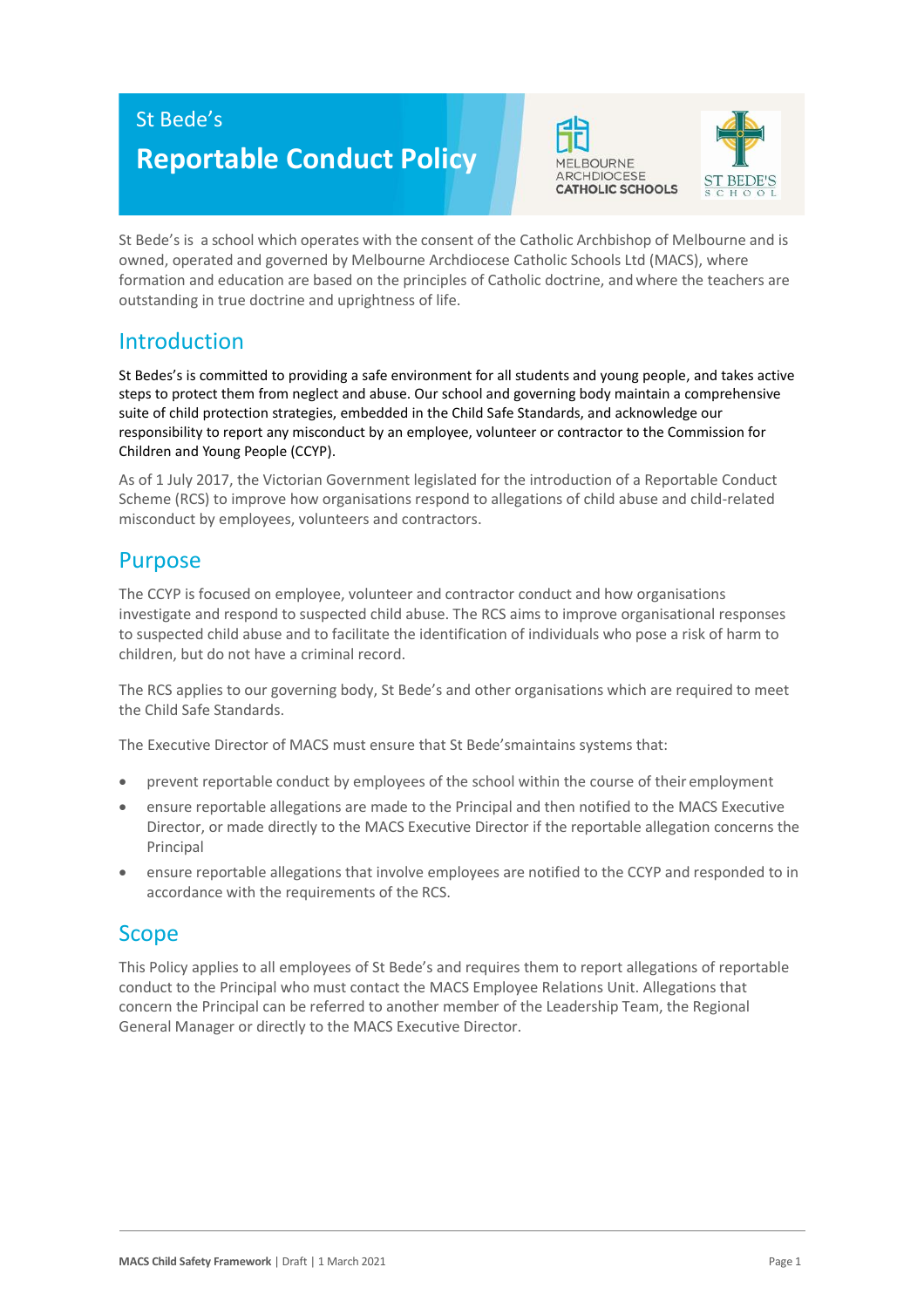St Bede's

# Reportable Conduct Policy

MELBOURNE ARCHDIOCESE CATHOLIC SCHOOLS

ST BEDE'S SCHOOL

St Bede's is a school which operates with the consent of the Catholic Archbishop of Melbourne and is owned, operated and governed by Melbourne Archdiocese Catholic Schools Ltd (MACS), where formation and education are based on the principles of Catholic doctrine, and where the teachers are outstanding in true doctrine and uprightness of life.

## Introduction

St Bedes's is committed to providing a safe environment for all students and young people, and takes active steps to protect them from neglect and abuse. Our school and governing body maintain a comprehensive suite of child protection strategies, embedded in the Child Safe Standards, and acknowledge our responsibility to report any misconduct by an employee, volunteer or contractor to the Commission for Children and Young People (CCYP).

As of 1 July 2017, the Victorian Government legislated for the introduction of a Reportable Conduct Scheme (RCS) to improve how organisations respond to allegations of child abuse and child-related misconduct by employees, volunteers and contractors.

## Purpose

The CCYP is focused on employee, volunteer and contractor conduct and how organisations investigate and respond to suspected child abuse. The RCS aims to improve organisational responses to suspected child abuse and to facilitate the identification of individuals who pose a risk of harm to children, but do not have a criminal record.

The RCS applies to our governing body, St Bede's and other organisations which are required to meet the Child Safe Standards.

The Executive Director of MACS must ensure that St Bede'smaintains systems that:

- prevent reportable conduct by employees of the school within the course of their employment
- ensure reportable allegations are made to the Principal and then notified to the MACS Executive Director, or made directly to the MACS Executive Director if the reportable allegation concerns the Principal
- ensure reportable allegations that involve employees are notified to the CCYP and responded to in accordance with the requirements of the RCS.

## Scope

This Policy applies to all employees of St Bede's and requires them to report allegations of reportable conduct to the Principal who must contact the MACS Employee Relations Unit. Allegations that concern the Principal can be referred to another member of the Leadership Team, the Regional General Manager or directly to the MACS Executive Director.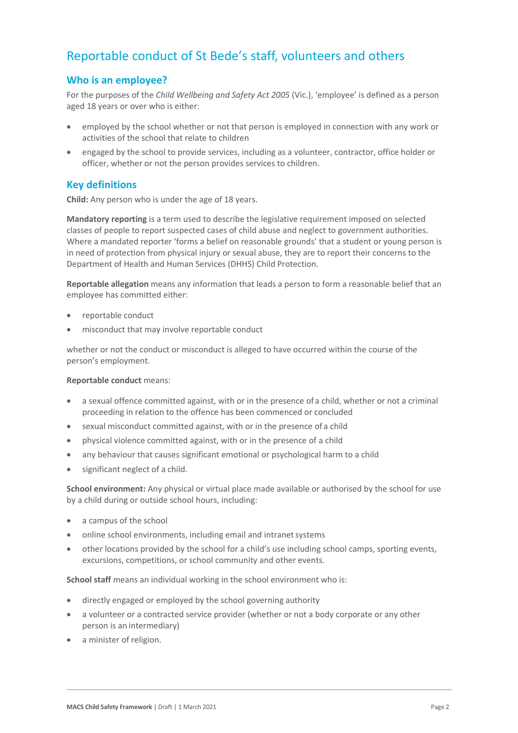## Reportable conduct of St Bede's staff, volunteers and others

### Who is an employee?

For the purposes of the *Child Wellbeing and Safety Act 2005* (Vic.), 'employee' is defined as a person aged 18 years or over who is either:

- employed by the school whether or not that person is employed in connection with any work or activities of the school that relate to children
- engaged by the school to provide services, including as a volunteer, contractor, office holder or officer, whether or not the person provides services to children.

### Key definitions

**Child:** Any person who is under the age of 18 years.

**Mandatory reporting** is a term used to describe the legislative requirement imposed on selected classes of people to report suspected cases of child abuse and neglect to government authorities. Where a mandated reporter 'forms a belief on reasonable grounds' that a student or young person is in need of protection from physical injury or sexual abuse, they are to report their concerns to the Department of Health and Human Services (DHHS) Child Protection.

**Reportable allegation** means any information that leads a person to form a reasonable belief that an employee has committed either:

- reportable conduct
- misconduct that may involve reportable conduct

whether or not the conduct or misconduct is alleged to have occurred within the course of the person's employment.

**Reportable conduct** means:

- a sexual offence committed against, with or in the presence of a child, whether or not a criminal proceeding in relation to the offence has been commenced or concluded
- sexual misconduct committed against, with or in the presence of a child
- physical violence committed against, with or in the presence of a child
- any behaviour that causes significant emotional or psychological harm to a child
- significant neglect of a child.

**School environment:** Any physical or virtual place made available or authorised by the school for use by a child during or outside school hours, including:

- a campus of the school
- online school environments, including email and intranet systems
- other locations provided by the school for a child's use including school camps, sporting events, excursions, competitions, or school community and other events.

**School staff** means an individual working in the school environment who is:

- directly engaged or employed by the school governing authority
- a volunteer or a contracted service provider (whether or not a body corporate or any other person is an intermediary)
- a minister of religion.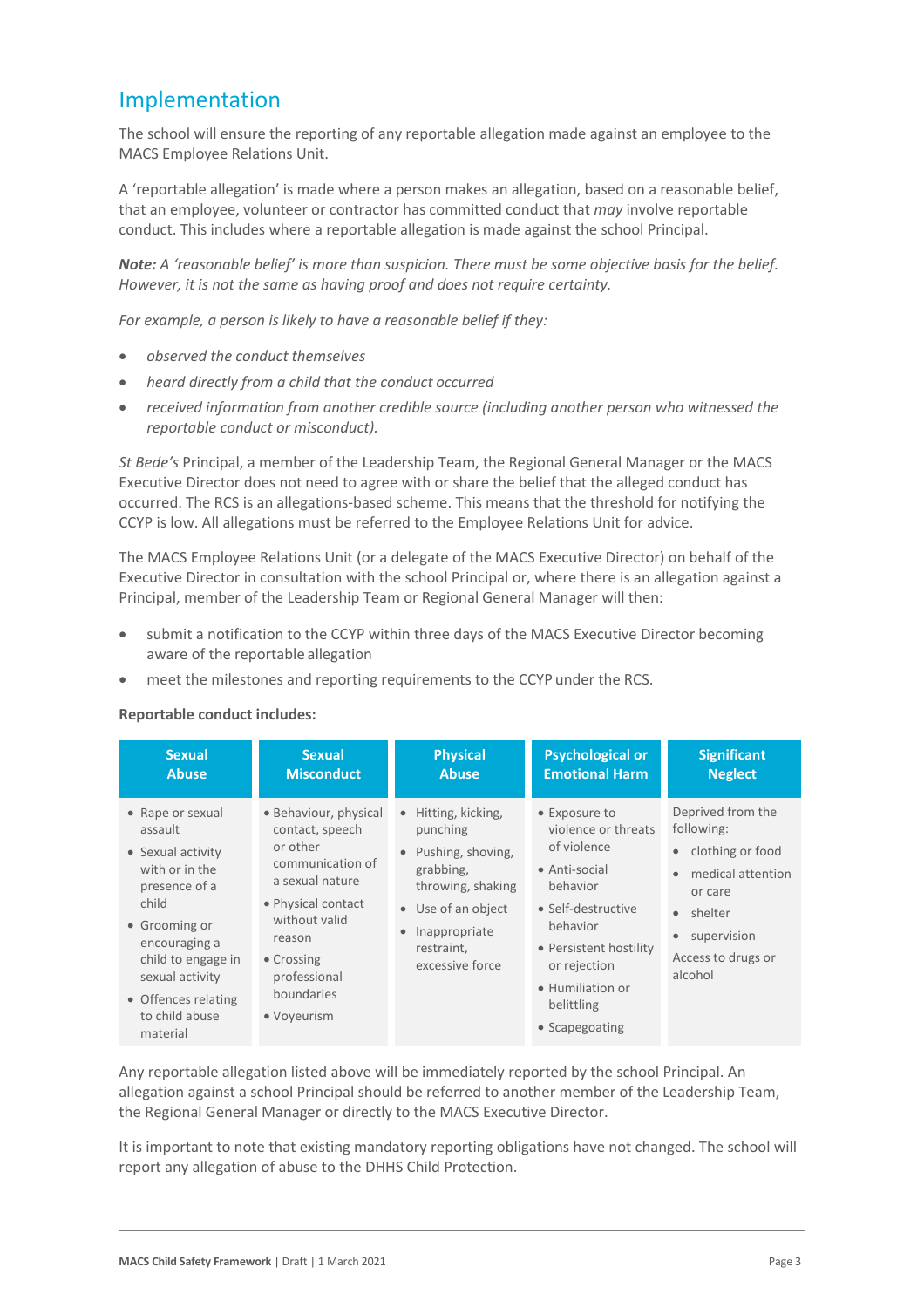## Implementation

The school will ensure the reporting of any reportable allegation made against an employee to the MACS Employee Relations Unit.

A 'reportable allegation' is made where a person makes an allegation, based on a reasonable belief, that an employee, volunteer or contractor has committed conduct that *may* involve reportable conduct. This includes where a reportable allegation is made against the school Principal.

***Note:** A 'reasonable belief' is more than suspicion. There must be some objective basis for the belief. However, it is not the same as having proof and does not require certainty.*

*For example, a person is likely to have a reasonable belief if they:*

- *observed the conduct themselves*
- *heard directly from a child that the conduct occurred*
- *received information from another credible source (including another person who witnessed the reportable conduct or misconduct).*

*St Bede's* Principal, a member of the Leadership Team, the Regional General Manager or the MACS Executive Director does not need to agree with or share the belief that the alleged conduct has occurred. The RCS is an allegations-based scheme. This means that the threshold for notifying the CCYP is low. All allegations must be referred to the Employee Relations Unit for advice.

The MACS Employee Relations Unit (or a delegate of the MACS Executive Director) on behalf of the Executive Director in consultation with the school Principal or, where there is an allegation against a Principal, member of the Leadership Team or Regional General Manager will then:

- submit a notification to the CCYP within three days of the MACS Executive Director becoming aware of the reportable allegation
- meet the milestones and reporting requirements to the CCYP under the RCS.

**Reportable conduct includes:**

| Sexual Abuse | Sexual Misconduct | Physical Abuse | Psychological or Emotional Harm | Significant Neglect |
|---|---|---|---|---|
| • Rape or sexual assault<br>• Sexual activity with or in the presence of a child<br>• Grooming or encouraging a child to engage in sexual activity<br>• Offences relating to child abuse material | • Behaviour, physical contact, speech or other communication of a sexual nature<br>• Physical contact without valid reason<br>• Crossing professional boundaries<br>• Voyeurism | • Hitting, kicking, punching<br>• Pushing, shoving, grabbing, throwing, shaking<br>• Use of an object<br>• Inappropriate restraint, excessive force | • Exposure to violence or threats of violence<br>• Anti-social behavior<br>• Self-destructive behavior<br>• Persistent hostility or rejection<br>• Humiliation or belittling<br>• Scapegoating | Deprived from the following:<br>• clothing or food<br>• medical attention or care<br>• shelter<br>• supervision<br>Access to drugs or alcohol |

Any reportable allegation listed above will be immediately reported by the school Principal. An allegation against a school Principal should be referred to another member of the Leadership Team, the Regional General Manager or directly to the MACS Executive Director.

It is important to note that existing mandatory reporting obligations have not changed. The school will report any allegation of abuse to the DHHS Child Protection.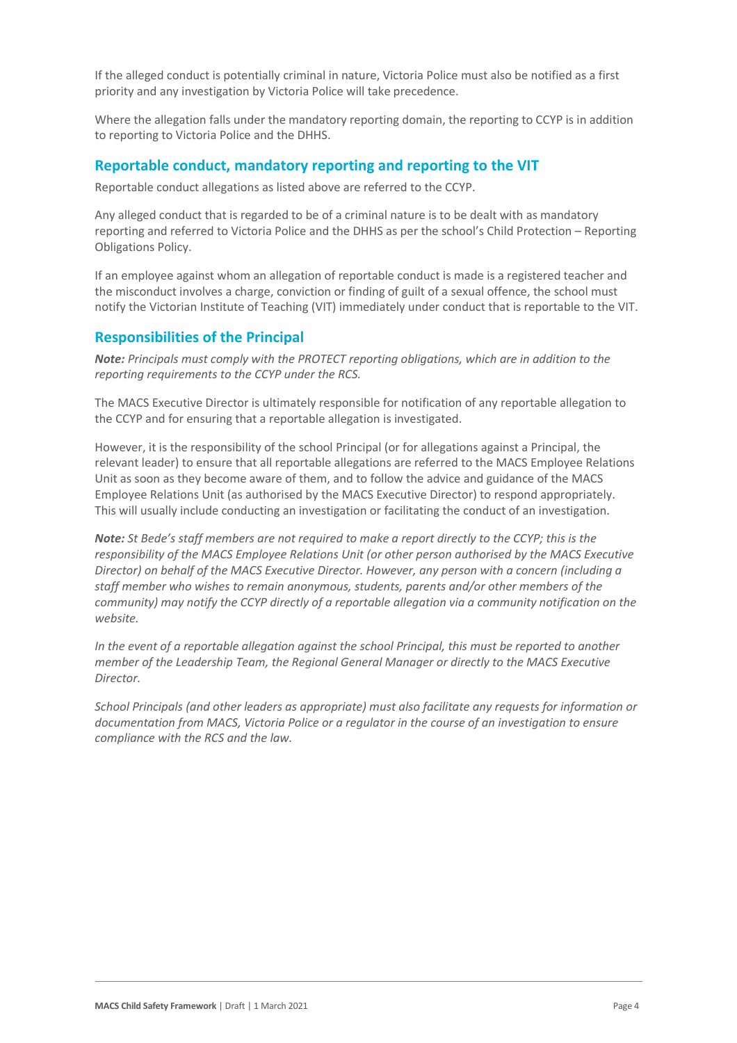If the alleged conduct is potentially criminal in nature, Victoria Police must also be notified as a first priority and any investigation by Victoria Police will take precedence.

Where the allegation falls under the mandatory reporting domain, the reporting to CCYP is in addition to reporting to Victoria Police and the DHHS.

## Reportable conduct, mandatory reporting and reporting to the VIT

Reportable conduct allegations as listed above are referred to the CCYP.

Any alleged conduct that is regarded to be of a criminal nature is to be dealt with as mandatory reporting and referred to Victoria Police and the DHHS as per the school's Child Protection – Reporting Obligations Policy.

If an employee against whom an allegation of reportable conduct is made is a registered teacher and the misconduct involves a charge, conviction or finding of guilt of a sexual offence, the school must notify the Victorian Institute of Teaching (VIT) immediately under conduct that is reportable to the VIT.

## Responsibilities of the Principal

***Note:*** *Principals must comply with the PROTECT reporting obligations, which are in addition to the reporting requirements to the CCYP under the RCS.*

The MACS Executive Director is ultimately responsible for notification of any reportable allegation to the CCYP and for ensuring that a reportable allegation is investigated.

However, it is the responsibility of the school Principal (or for allegations against a Principal, the relevant leader) to ensure that all reportable allegations are referred to the MACS Employee Relations Unit as soon as they become aware of them, and to follow the advice and guidance of the MACS Employee Relations Unit (as authorised by the MACS Executive Director) to respond appropriately. This will usually include conducting an investigation or facilitating the conduct of an investigation.

***Note:*** *St Bede's staff members are not required to make a report directly to the CCYP; this is the responsibility of the MACS Employee Relations Unit (or other person authorised by the MACS Executive Director) on behalf of the MACS Executive Director. However, any person with a concern (including a staff member who wishes to remain anonymous, students, parents and/or other members of the community) may notify the CCYP directly of a reportable allegation via a community notification on the website.*

*In the event of a reportable allegation against the school Principal, this must be reported to another member of the Leadership Team, the Regional General Manager or directly to the MACS Executive Director.*

*School Principals (and other leaders as appropriate) must also facilitate any requests for information or documentation from MACS, Victoria Police or a regulator in the course of an investigation to ensure compliance with the RCS and the law.*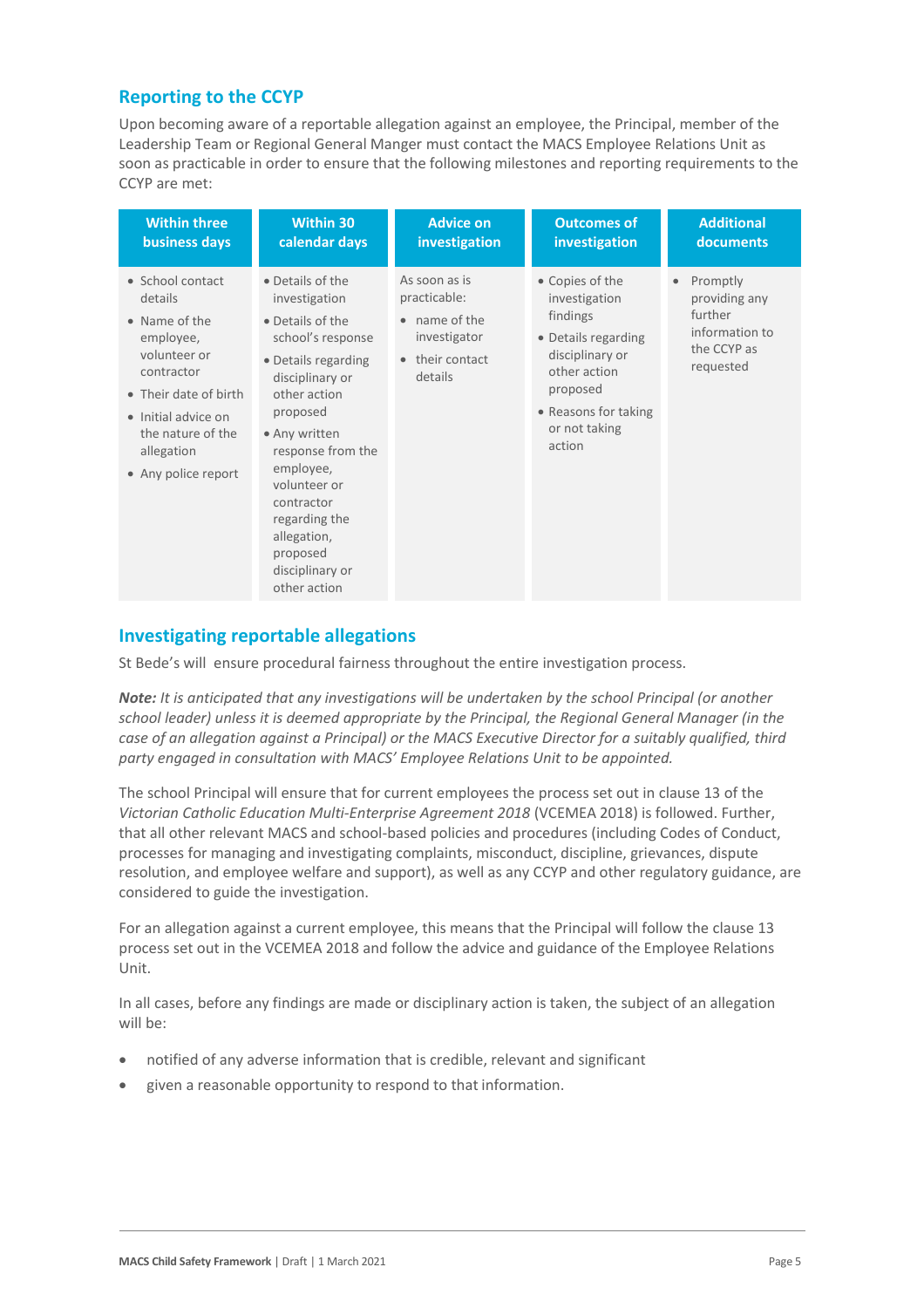## Reporting to the CCYP

Upon becoming aware of a reportable allegation against an employee, the Principal, member of the Leadership Team or Regional General Manger must contact the MACS Employee Relations Unit as soon as practicable in order to ensure that the following milestones and reporting requirements to the CCYP are met:

| Within three business days | Within 30 calendar days | Advice on investigation | Outcomes of investigation | Additional documents |
|---|---|---|---|---|
| • School contact details<br>• Name of the employee, volunteer or contractor<br>• Their date of birth<br>• Initial advice on the nature of the allegation<br>• Any police report | • Details of the investigation<br>• Details of the school's response<br>• Details regarding disciplinary or other action proposed<br>• Any written response from the employee, volunteer or contractor regarding the allegation, proposed disciplinary or other action | As soon as is practicable:<br>• name of the investigator<br>• their contact details | • Copies of the investigation findings<br>• Details regarding disciplinary or other action proposed<br>• Reasons for taking or not taking action | • Promptly providing any further information to the CCYP as requested |

## Investigating reportable allegations

St Bede's will ensure procedural fairness throughout the entire investigation process.

***Note:*** *It is anticipated that any investigations will be undertaken by the school Principal (or another school leader) unless it is deemed appropriate by the Principal, the Regional General Manager (in the case of an allegation against a Principal) or the MACS Executive Director for a suitably qualified, third party engaged in consultation with MACS' Employee Relations Unit to be appointed.*

The school Principal will ensure that for current employees the process set out in clause 13 of the *Victorian Catholic Education Multi-Enterprise Agreement 2018* (VCEMEA 2018) is followed. Further, that all other relevant MACS and school-based policies and procedures (including Codes of Conduct, processes for managing and investigating complaints, misconduct, discipline, grievances, dispute resolution, and employee welfare and support), as well as any CCYP and other regulatory guidance, are considered to guide the investigation.

For an allegation against a current employee, this means that the Principal will follow the clause 13 process set out in the VCEMEA 2018 and follow the advice and guidance of the Employee Relations Unit.

In all cases, before any findings are made or disciplinary action is taken, the subject of an allegation will be:

- notified of any adverse information that is credible, relevant and significant
- given a reasonable opportunity to respond to that information.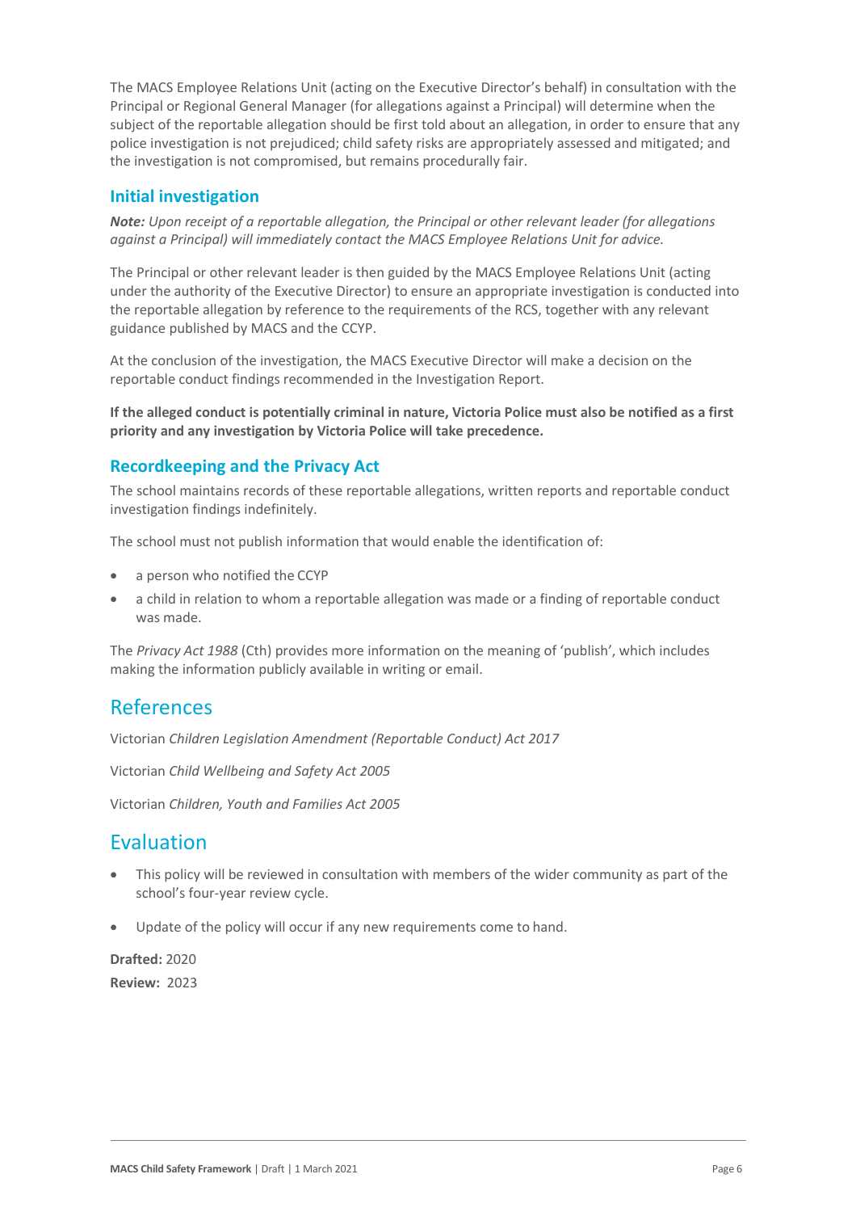The MACS Employee Relations Unit (acting on the Executive Director's behalf) in consultation with the Principal or Regional General Manager (for allegations against a Principal) will determine when the subject of the reportable allegation should be first told about an allegation, in order to ensure that any police investigation is not prejudiced; child safety risks are appropriately assessed and mitigated; and the investigation is not compromised, but remains procedurally fair.

### Initial investigation

***Note:*** *Upon receipt of a reportable allegation, the Principal or other relevant leader (for allegations against a Principal) will immediately contact the MACS Employee Relations Unit for advice.*

The Principal or other relevant leader is then guided by the MACS Employee Relations Unit (acting under the authority of the Executive Director) to ensure an appropriate investigation is conducted into the reportable allegation by reference to the requirements of the RCS, together with any relevant guidance published by MACS and the CCYP.

At the conclusion of the investigation, the MACS Executive Director will make a decision on the reportable conduct findings recommended in the Investigation Report.

**If the alleged conduct is potentially criminal in nature, Victoria Police must also be notified as a first priority and any investigation by Victoria Police will take precedence.**

### Recordkeeping and the Privacy Act

The school maintains records of these reportable allegations, written reports and reportable conduct investigation findings indefinitely.

The school must not publish information that would enable the identification of:

- a person who notified the CCYP
- a child in relation to whom a reportable allegation was made or a finding of reportable conduct was made.

The *Privacy Act 1988* (Cth) provides more information on the meaning of 'publish', which includes making the information publicly available in writing or email.

## References

Victorian *Children Legislation Amendment (Reportable Conduct) Act 2017*

Victorian *Child Wellbeing and Safety Act 2005*

Victorian *Children, Youth and Families Act 2005*

## Evaluation

- This policy will be reviewed in consultation with members of the wider community as part of the school's four-year review cycle.
- Update of the policy will occur if any new requirements come to hand.

**Drafted:** 2020
**Review:** 2023